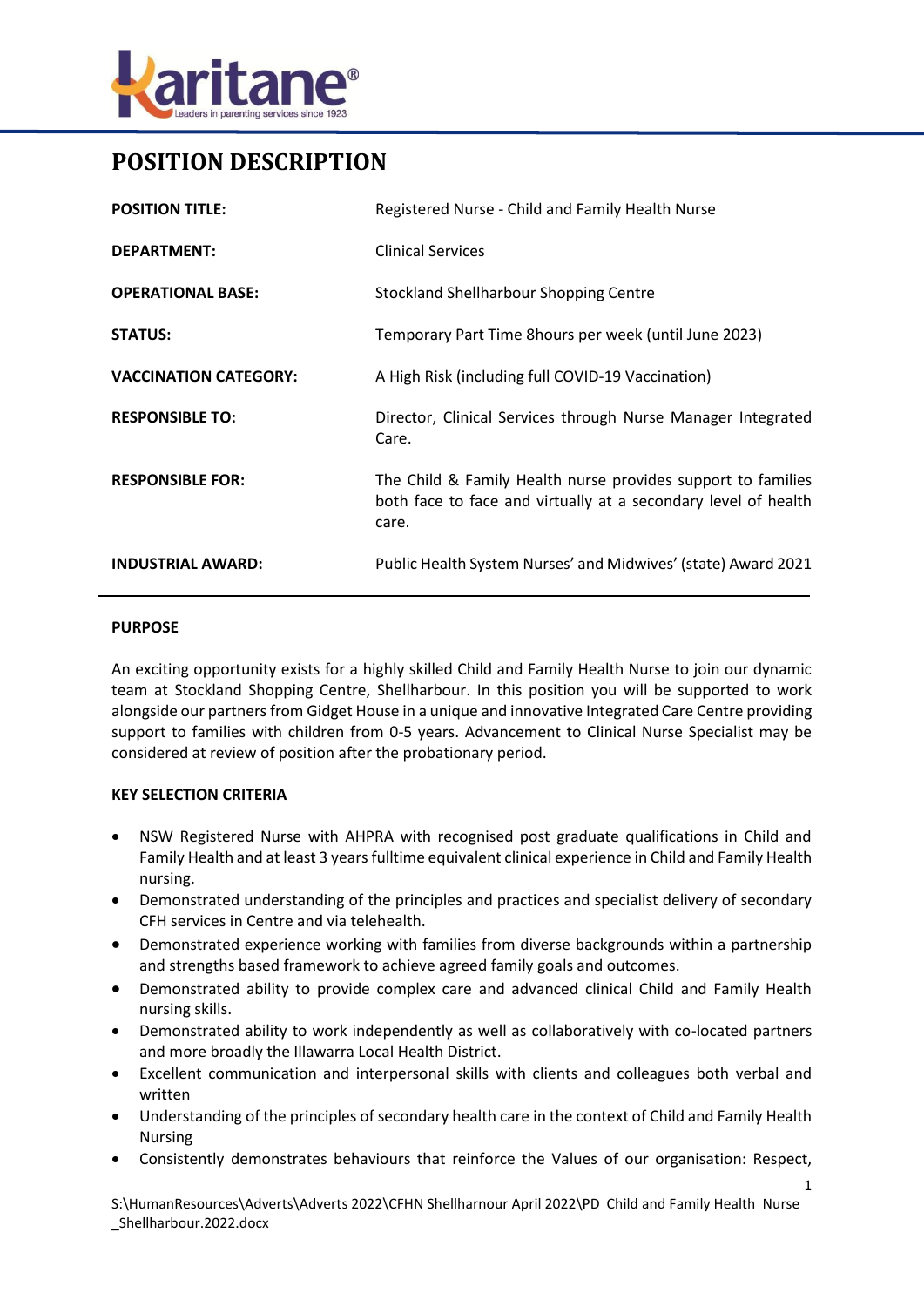# POSITION DESCRIPTION

| | |
|---|---|
| **POSITION TITLE:** | Registered Nurse - Child and Family Health Nurse |
| **DEPARTMENT:** | Clinical Services |
| **OPERATIONAL BASE:** | Stockland Shellharbour Shopping Centre |
| **STATUS:** | Temporary Part Time 8hours per week (until June 2023) |
| **VACCINATION CATEGORY:** | A High Risk (including full COVID-19 Vaccination) |
| **RESPONSIBLE TO:** | Director, Clinical Services through Nurse Manager Integrated Care. |
| **RESPONSIBLE FOR:** | The Child & Family Health nurse provides support to families both face to face and virtually at a secondary level of health care. |
| **INDUSTRIAL AWARD:** | Public Health System Nurses' and Midwives' (state) Award 2021 |

## PURPOSE

An exciting opportunity exists for a highly skilled Child and Family Health Nurse to join our dynamic team at Stockland Shopping Centre, Shellharbour. In this position you will be supported to work alongside our partners from Gidget House in a unique and innovative Integrated Care Centre providing support to families with children from 0-5 years. Advancement to Clinical Nurse Specialist may be considered at review of position after the probationary period.

## KEY SELECTION CRITERIA

- NSW Registered Nurse with AHPRA with recognised post graduate qualifications in Child and Family Health and at least 3 years fulltime equivalent clinical experience in Child and Family Health nursing.
- Demonstrated understanding of the principles and practices and specialist delivery of secondary CFH services in Centre and via telehealth.
- Demonstrated experience working with families from diverse backgrounds within a partnership and strengths based framework to achieve agreed family goals and outcomes.
- Demonstrated ability to provide complex care and advanced clinical Child and Family Health nursing skills.
- Demonstrated ability to work independently as well as collaboratively with co-located partners and more broadly the Illawarra Local Health District.
- Excellent communication and interpersonal skills with clients and colleagues both verbal and written
- Understanding of the principles of secondary health care in the context of Child and Family Health Nursing
- Consistently demonstrates behaviours that reinforce the Values of our organisation: Respect,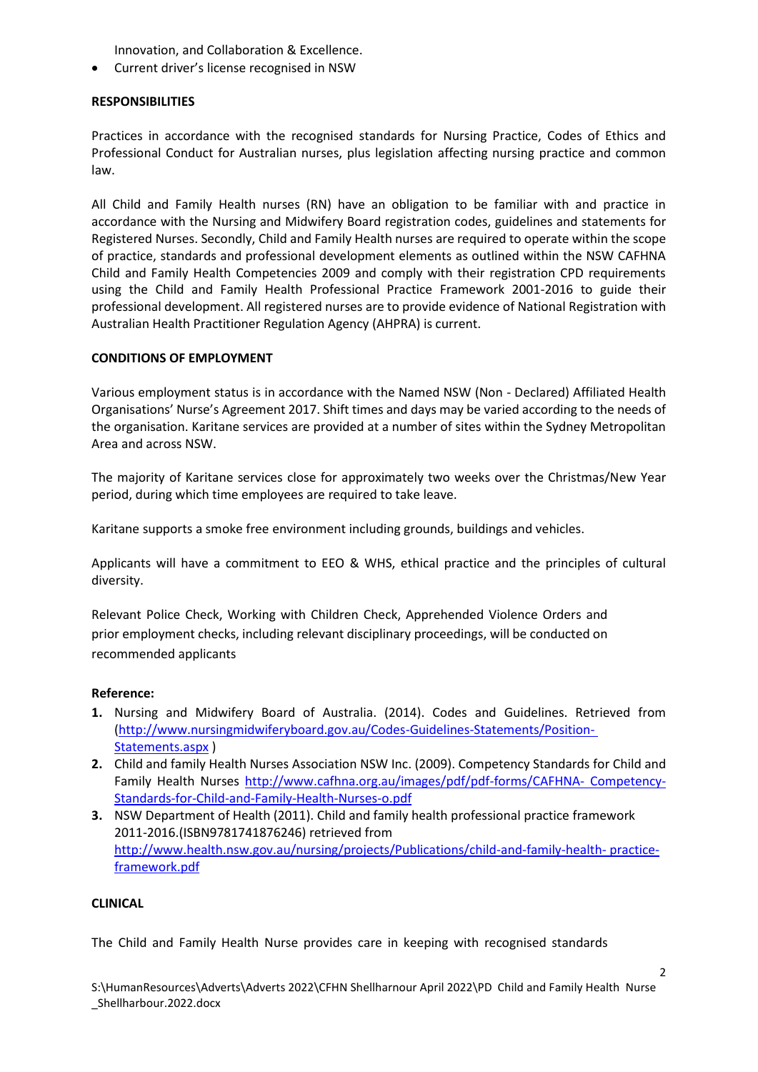Innovation, and Collaboration & Excellence.

- Current driver's license recognised in NSW

**RESPONSIBILITIES**

Practices in accordance with the recognised standards for Nursing Practice, Codes of Ethics and Professional Conduct for Australian nurses, plus legislation affecting nursing practice and common law.

All Child and Family Health nurses (RN) have an obligation to be familiar with and practice in accordance with the Nursing and Midwifery Board registration codes, guidelines and statements for Registered Nurses. Secondly, Child and Family Health nurses are required to operate within the scope of practice, standards and professional development elements as outlined within the NSW CAFHNA Child and Family Health Competencies 2009 and comply with their registration CPD requirements using the Child and Family Health Professional Practice Framework 2001-2016 to guide their professional development. All registered nurses are to provide evidence of National Registration with Australian Health Practitioner Regulation Agency (AHPRA) is current.

**CONDITIONS OF EMPLOYMENT**

Various employment status is in accordance with the Named NSW (Non - Declared) Affiliated Health Organisations' Nurse's Agreement 2017. Shift times and days may be varied according to the needs of the organisation. Karitane services are provided at a number of sites within the Sydney Metropolitan Area and across NSW.

The majority of Karitane services close for approximately two weeks over the Christmas/New Year period, during which time employees are required to take leave.

Karitane supports a smoke free environment including grounds, buildings and vehicles.

Applicants will have a commitment to EEO & WHS, ethical practice and the principles of cultural diversity.

Relevant Police Check, Working with Children Check, Apprehended Violence Orders and prior employment checks, including relevant disciplinary proceedings, will be conducted on recommended applicants

**Reference:**

1. Nursing and Midwifery Board of Australia. (2014). Codes and Guidelines. Retrieved from (http://www.nursingmidwiferyboard.gov.au/Codes-Guidelines-Statements/Position-Statements.aspx )
2. Child and family Health Nurses Association NSW Inc. (2009). Competency Standards for Child and Family Health Nurses http://www.cafhna.org.au/images/pdf/pdf-forms/CAFHNA- Competency-Standards-for-Child-and-Family-Health-Nurses-o.pdf
3. NSW Department of Health (2011). Child and family health professional practice framework 2011-2016.(ISBN9781741876246) retrieved from http://www.health.nsw.gov.au/nursing/projects/Publications/child-and-family-health- practice-framework.pdf

**CLINICAL**

The Child and Family Health Nurse provides care in keeping with recognised standards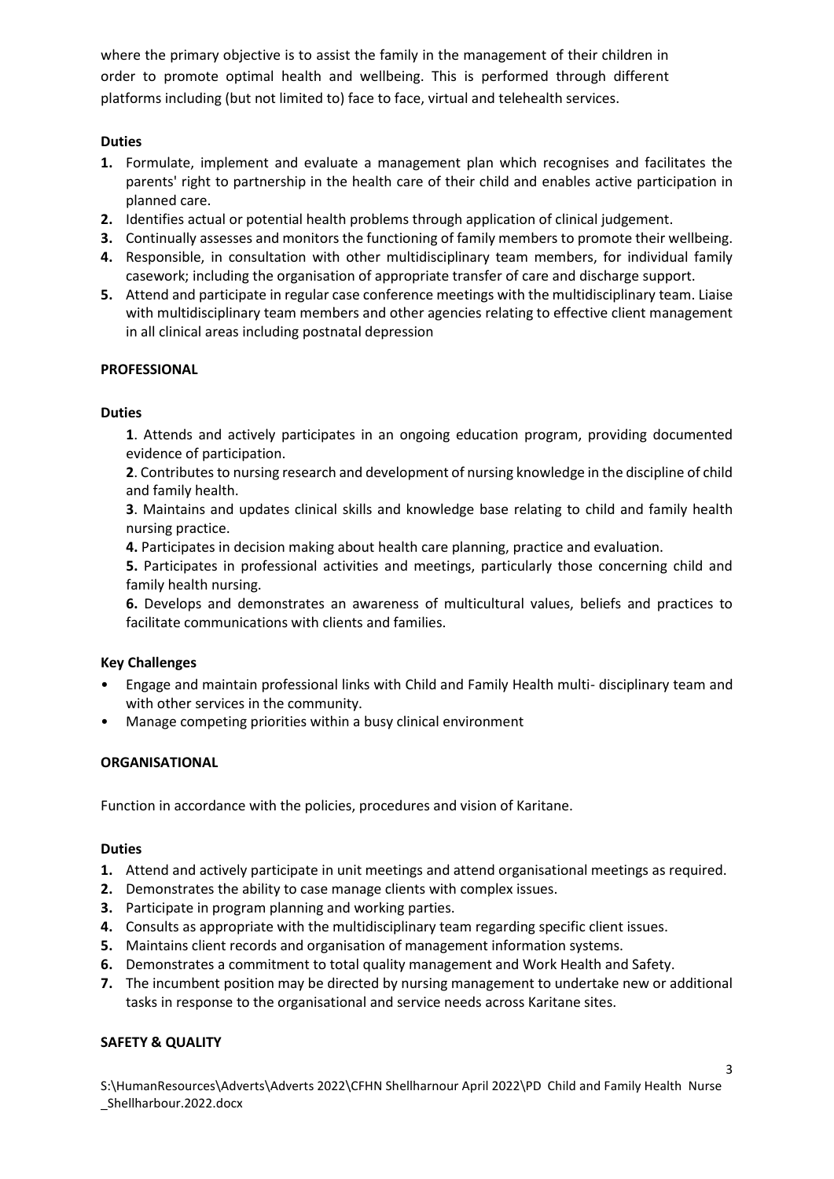where the primary objective is to assist the family in the management of their children in order to promote optimal health and wellbeing. This is performed through different platforms including (but not limited to) face to face, virtual and telehealth services.

**Duties**

1. Formulate, implement and evaluate a management plan which recognises and facilitates the parents' right to partnership in the health care of their child and enables active participation in planned care.
2. Identifies actual or potential health problems through application of clinical judgement.
3. Continually assesses and monitors the functioning of family members to promote their wellbeing.
4. Responsible, in consultation with other multidisciplinary team members, for individual family casework; including the organisation of appropriate transfer of care and discharge support.
5. Attend and participate in regular case conference meetings with the multidisciplinary team. Liaise with multidisciplinary team members and other agencies relating to effective client management in all clinical areas including postnatal depression

**PROFESSIONAL**

**Duties**

**1**. Attends and actively participates in an ongoing education program, providing documented evidence of participation.

**2**. Contributes to nursing research and development of nursing knowledge in the discipline of child and family health.

**3**. Maintains and updates clinical skills and knowledge base relating to child and family health nursing practice.

**4.** Participates in decision making about health care planning, practice and evaluation.

**5.** Participates in professional activities and meetings, particularly those concerning child and family health nursing.

**6.** Develops and demonstrates an awareness of multicultural values, beliefs and practices to facilitate communications with clients and families.

**Key Challenges**

- Engage and maintain professional links with Child and Family Health multi- disciplinary team and with other services in the community.
- Manage competing priorities within a busy clinical environment

**ORGANISATIONAL**

Function in accordance with the policies, procedures and vision of Karitane.

**Duties**

1. Attend and actively participate in unit meetings and attend organisational meetings as required.
2. Demonstrates the ability to case manage clients with complex issues.
3. Participate in program planning and working parties.
4. Consults as appropriate with the multidisciplinary team regarding specific client issues.
5. Maintains client records and organisation of management information systems.
6. Demonstrates a commitment to total quality management and Work Health and Safety.
7. The incumbent position may be directed by nursing management to undertake new or additional tasks in response to the organisational and service needs across Karitane sites.

**SAFETY & QUALITY**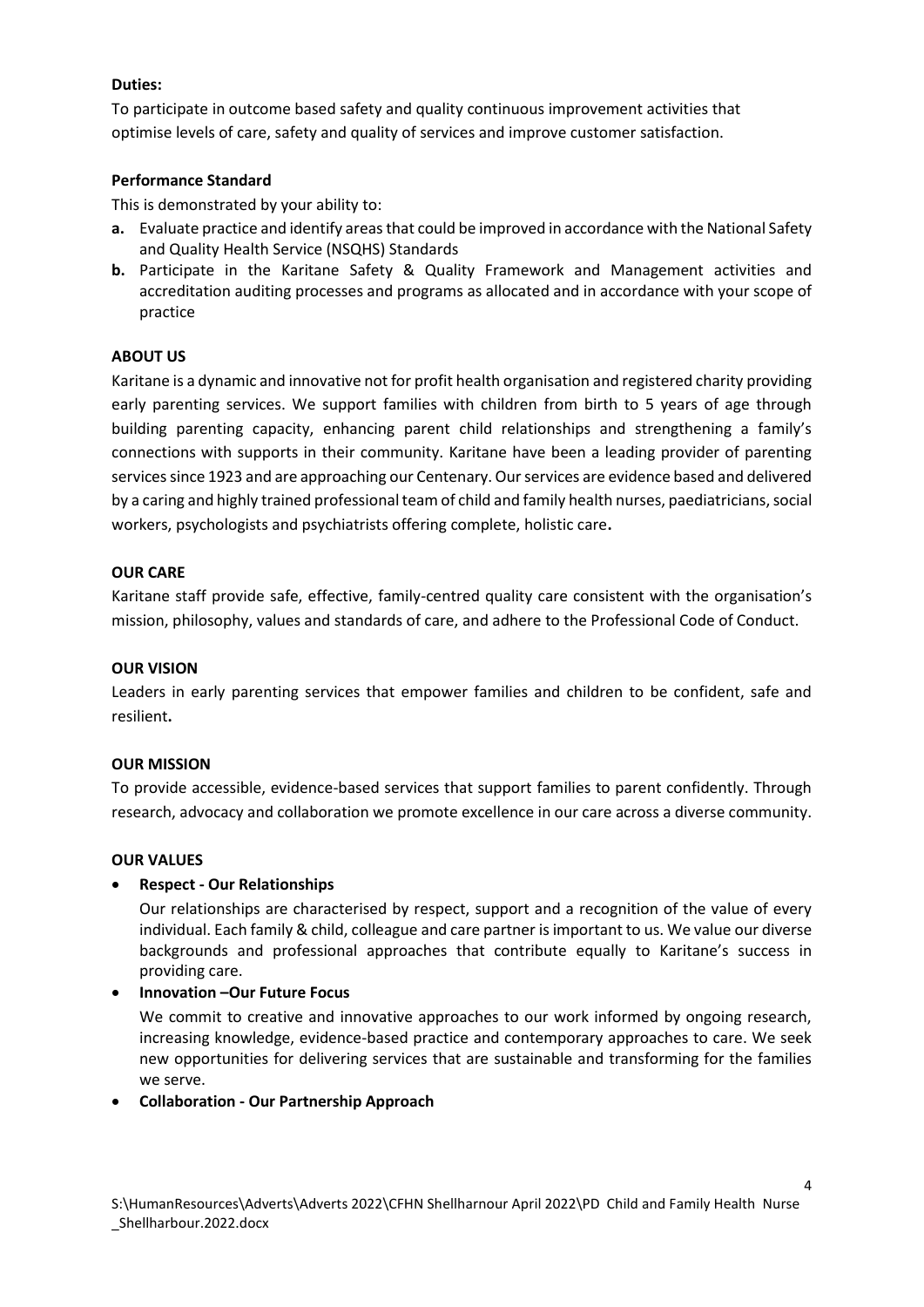**Duties:**

To participate in outcome based safety and quality continuous improvement activities that optimise levels of care, safety and quality of services and improve customer satisfaction.

**Performance Standard**

This is demonstrated by your ability to:

**a.** Evaluate practice and identify areas that could be improved in accordance with the National Safety and Quality Health Service (NSQHS) Standards

**b.** Participate in the Karitane Safety & Quality Framework and Management activities and accreditation auditing processes and programs as allocated and in accordance with your scope of practice

**ABOUT US**

Karitane is a dynamic and innovative not for profit health organisation and registered charity providing early parenting services. We support families with children from birth to 5 years of age through building parenting capacity, enhancing parent child relationships and strengthening a family's connections with supports in their community. Karitane have been a leading provider of parenting services since 1923 and are approaching our Centenary. Our services are evidence based and delivered by a caring and highly trained professional team of child and family health nurses, paediatricians, social workers, psychologists and psychiatrists offering complete, holistic care**.**

**OUR CARE**

Karitane staff provide safe, effective, family-centred quality care consistent with the organisation's mission, philosophy, values and standards of care, and adhere to the Professional Code of Conduct.

**OUR VISION**

Leaders in early parenting services that empower families and children to be confident, safe and resilient**.**

**OUR MISSION**

To provide accessible, evidence-based services that support families to parent confidently. Through research, advocacy and collaboration we promote excellence in our care across a diverse community.

**OUR VALUES**

- **Respect - Our Relationships**

  Our relationships are characterised by respect, support and a recognition of the value of every individual. Each family & child, colleague and care partner is important to us. We value our diverse backgrounds and professional approaches that contribute equally to Karitane's success in providing care.

- **Innovation –Our Future Focus**

  We commit to creative and innovative approaches to our work informed by ongoing research, increasing knowledge, evidence-based practice and contemporary approaches to care. We seek new opportunities for delivering services that are sustainable and transforming for the families we serve.

- **Collaboration - Our Partnership Approach**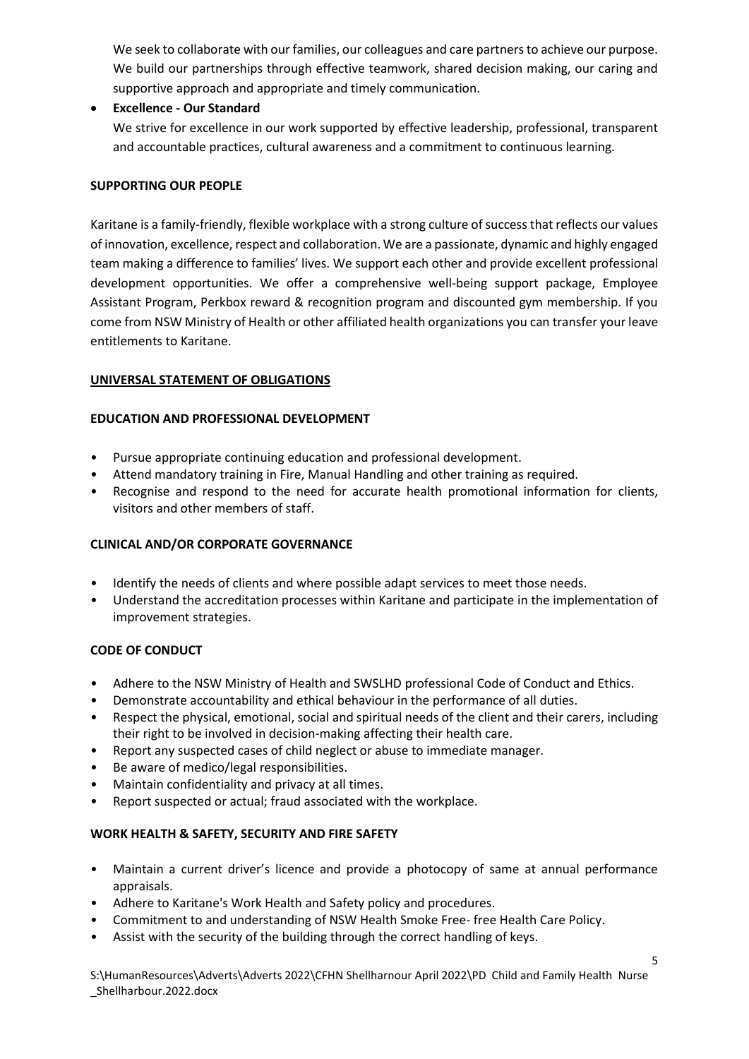We seek to collaborate with our families, our colleagues and care partners to achieve our purpose. We build our partnerships through effective teamwork, shared decision making, our caring and supportive approach and appropriate and timely communication.

- **Excellence - Our Standard**
  We strive for excellence in our work supported by effective leadership, professional, transparent and accountable practices, cultural awareness and a commitment to continuous learning.

**SUPPORTING OUR PEOPLE**

Karitane is a family-friendly, flexible workplace with a strong culture of success that reflects our values of innovation, excellence, respect and collaboration. We are a passionate, dynamic and highly engaged team making a difference to families' lives. We support each other and provide excellent professional development opportunities. We offer a comprehensive well-being support package, Employee Assistant Program, Perkbox reward & recognition program and discounted gym membership. If you come from NSW Ministry of Health or other affiliated health organizations you can transfer your leave entitlements to Karitane.

**UNIVERSAL STATEMENT OF OBLIGATIONS**

**EDUCATION AND PROFESSIONAL DEVELOPMENT**

- Pursue appropriate continuing education and professional development.
- Attend mandatory training in Fire, Manual Handling and other training as required.
- Recognise and respond to the need for accurate health promotional information for clients, visitors and other members of staff.

**CLINICAL AND/OR CORPORATE GOVERNANCE**

- Identify the needs of clients and where possible adapt services to meet those needs.
- Understand the accreditation processes within Karitane and participate in the implementation of improvement strategies.

**CODE OF CONDUCT**

- Adhere to the NSW Ministry of Health and SWSLHD professional Code of Conduct and Ethics.
- Demonstrate accountability and ethical behaviour in the performance of all duties.
- Respect the physical, emotional, social and spiritual needs of the client and their carers, including their right to be involved in decision-making affecting their health care.
- Report any suspected cases of child neglect or abuse to immediate manager.
- Be aware of medico/legal responsibilities.
- Maintain confidentiality and privacy at all times.
- Report suspected or actual; fraud associated with the workplace.

**WORK HEALTH & SAFETY, SECURITY AND FIRE SAFETY**

- Maintain a current driver's licence and provide a photocopy of same at annual performance appraisals.
- Adhere to Karitane's Work Health and Safety policy and procedures.
- Commitment to and understanding of NSW Health Smoke Free- free Health Care Policy.
- Assist with the security of the building through the correct handling of keys.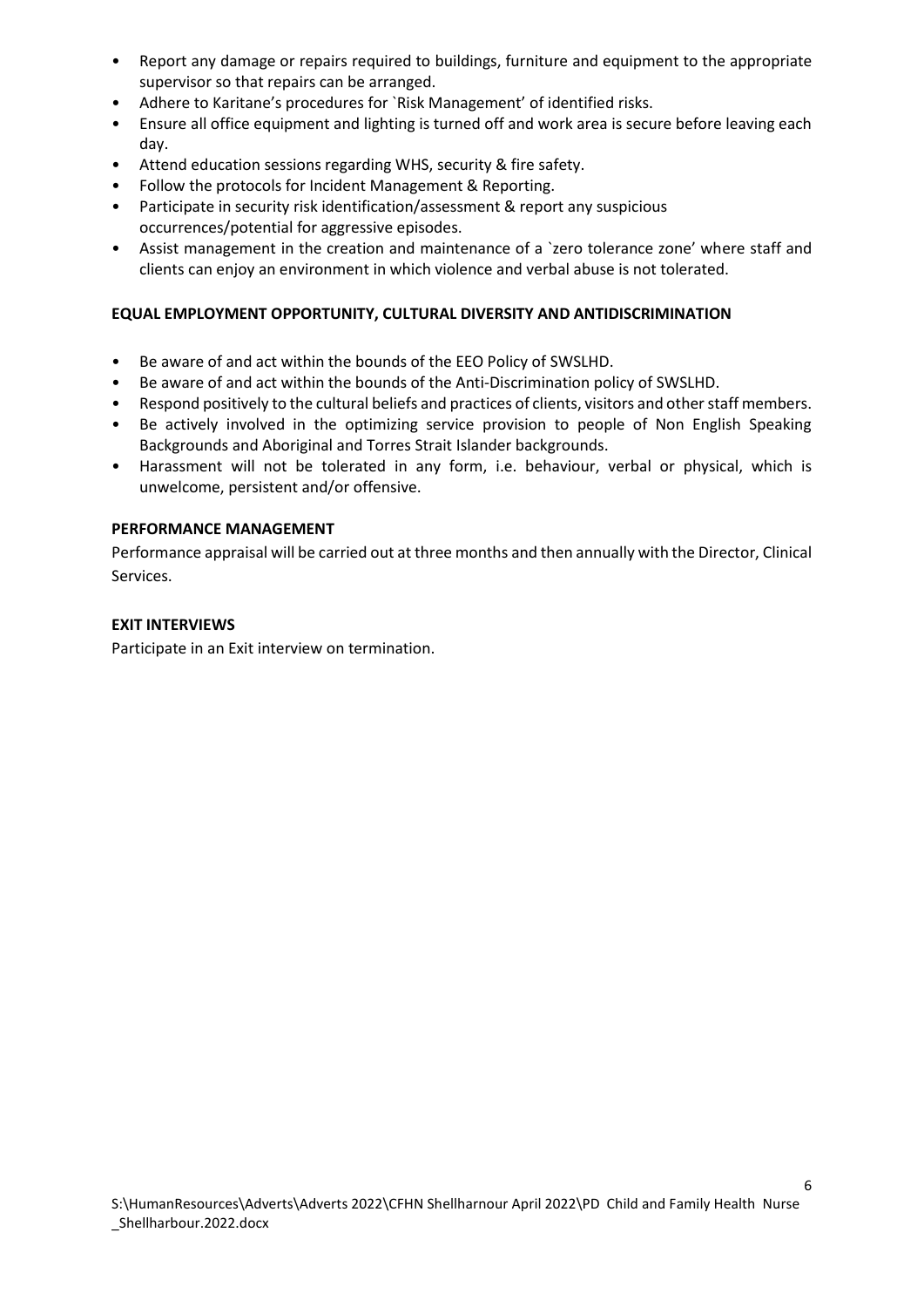- Report any damage or repairs required to buildings, furniture and equipment to the appropriate supervisor so that repairs can be arranged.
- Adhere to Karitane's procedures for `Risk Management' of identified risks.
- Ensure all office equipment and lighting is turned off and work area is secure before leaving each day.
- Attend education sessions regarding WHS, security & fire safety.
- Follow the protocols for Incident Management & Reporting.
- Participate in security risk identification/assessment & report any suspicious occurrences/potential for aggressive episodes.
- Assist management in the creation and maintenance of a `zero tolerance zone' where staff and clients can enjoy an environment in which violence and verbal abuse is not tolerated.

**EQUAL EMPLOYMENT OPPORTUNITY, CULTURAL DIVERSITY AND ANTIDISCRIMINATION**

- Be aware of and act within the bounds of the EEO Policy of SWSLHD.
- Be aware of and act within the bounds of the Anti-Discrimination policy of SWSLHD.
- Respond positively to the cultural beliefs and practices of clients, visitors and other staff members.
- Be actively involved in the optimizing service provision to people of Non English Speaking Backgrounds and Aboriginal and Torres Strait Islander backgrounds.
- Harassment will not be tolerated in any form, i.e. behaviour, verbal or physical, which is unwelcome, persistent and/or offensive.

**PERFORMANCE MANAGEMENT**

Performance appraisal will be carried out at three months and then annually with the Director, Clinical Services.

**EXIT INTERVIEWS**

Participate in an Exit interview on termination.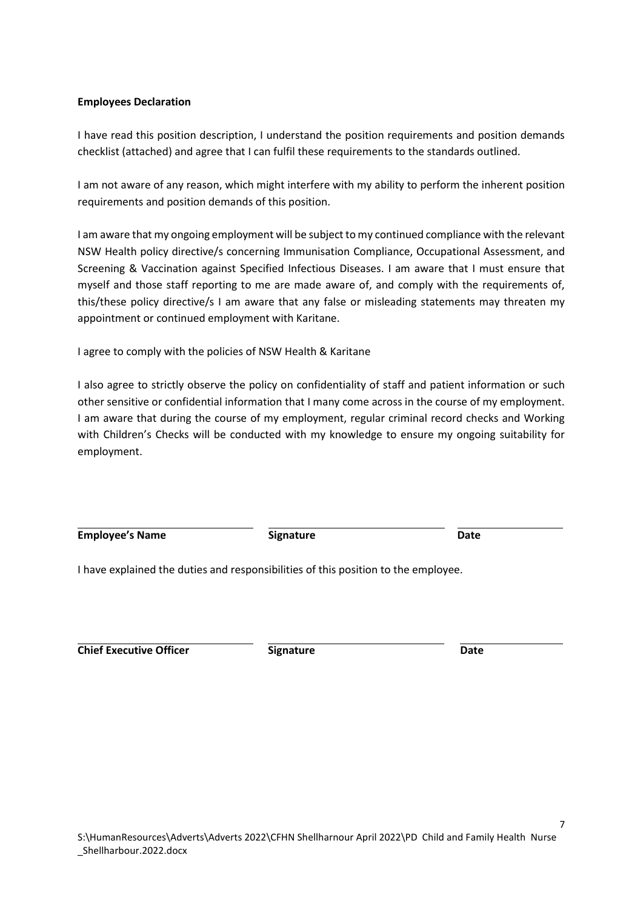**Employees Declaration**

I have read this position description, I understand the position requirements and position demands checklist (attached) and agree that I can fulfil these requirements to the standards outlined.

I am not aware of any reason, which might interfere with my ability to perform the inherent position requirements and position demands of this position.

I am aware that my ongoing employment will be subject to my continued compliance with the relevant NSW Health policy directive/s concerning Immunisation Compliance, Occupational Assessment, and Screening & Vaccination against Specified Infectious Diseases. I am aware that I must ensure that myself and those staff reporting to me are made aware of, and comply with the requirements of, this/these policy directive/s I am aware that any false or misleading statements may threaten my appointment or continued employment with Karitane.

I agree to comply with the policies of NSW Health & Karitane

I also agree to strictly observe the policy on confidentiality of staff and patient information or such other sensitive or confidential information that I many come across in the course of my employment. I am aware that during the course of my employment, regular criminal record checks and Working with Children's Checks will be conducted with my knowledge to ensure my ongoing suitability for employment.

| **Employee's Name** | **Signature** | **Date** |
|---|---|---|

I have explained the duties and responsibilities of this position to the employee.

| **Chief Executive Officer** | **Signature** | **Date** |
|---|---|---|

S:\HumanResources\Adverts\Adverts 2022\CFHN Shellharnour April 2022\PD Child and Family Health Nurse _Shellharbour.2022.docx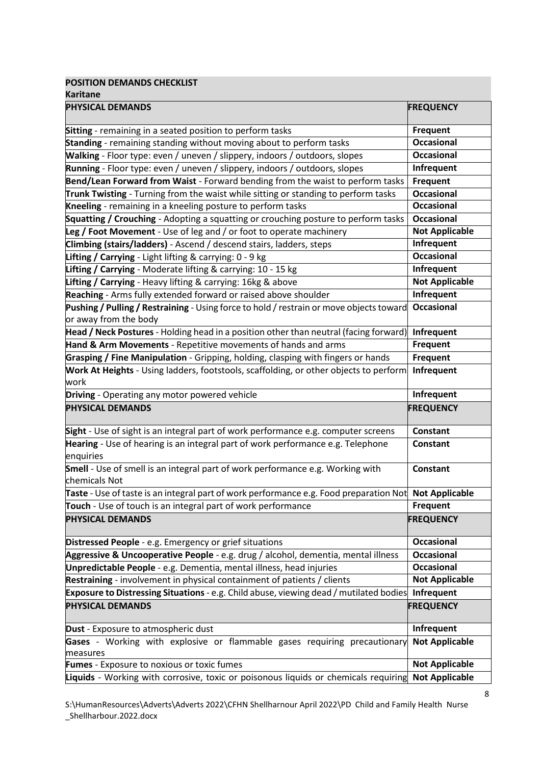**POSITION DEMANDS CHECKLIST**

**Karitane**

| **PHYSICAL DEMANDS** | **FREQUENCY** |
|---|---|
| **Sitting** - remaining in a seated position to perform tasks | **Frequent** |
| **Standing** - remaining standing without moving about to perform tasks | **Occasional** |
| **Walking** - Floor type: even / uneven / slippery, indoors / outdoors, slopes | **Occasional** |
| **Running** - Floor type: even / uneven / slippery, indoors / outdoors, slopes | **Infrequent** |
| **Bend/Lean Forward from Waist** - Forward bending from the waist to perform tasks | **Frequent** |
| **Trunk Twisting** - Turning from the waist while sitting or standing to perform tasks | **Occasional** |
| **Kneeling** - remaining in a kneeling posture to perform tasks | **Occasional** |
| **Squatting / Crouching** - Adopting a squatting or crouching posture to perform tasks | **Occasional** |
| **Leg / Foot Movement** - Use of leg and / or foot to operate machinery | **Not Applicable** |
| **Climbing (stairs/ladders)** - Ascend / descend stairs, ladders, steps | **Infrequent** |
| **Lifting / Carrying** - Light lifting & carrying: 0 - 9 kg | **Occasional** |
| **Lifting / Carrying** - Moderate lifting & carrying: 10 - 15 kg | **Infrequent** |
| **Lifting / Carrying** - Heavy lifting & carrying: 16kg & above | **Not Applicable** |
| **Reaching** - Arms fully extended forward or raised above shoulder | **Infrequent** |
| **Pushing / Pulling / Restraining** - Using force to hold / restrain or move objects toward or away from the body | **Occasional** |
| **Head / Neck Postures** - Holding head in a position other than neutral (facing forward) | **Infrequent** |
| **Hand & Arm Movements** - Repetitive movements of hands and arms | **Frequent** |
| **Grasping / Fine Manipulation** - Gripping, holding, clasping with fingers or hands | **Frequent** |
| **Work At Heights** - Using ladders, footstools, scaffolding, or other objects to perform work | **Infrequent** |
| **Driving** - Operating any motor powered vehicle | **Infrequent** |
| **PHYSICAL DEMANDS** | **FREQUENCY** |
| **Sight** - Use of sight is an integral part of work performance e.g. computer screens | **Constant** |
| **Hearing** - Use of hearing is an integral part of work performance e.g. Telephone enquiries | **Constant** |
| **Smell** - Use of smell is an integral part of work performance e.g. Working with chemicals Not | **Constant** |
| **Taste** - Use of taste is an integral part of work performance e.g. Food preparation Not | **Not Applicable** |
| **Touch** - Use of touch is an integral part of work performance | **Frequent** |
| **PHYSICAL DEMANDS** | **FREQUENCY** |
| **Distressed People** - e.g. Emergency or grief situations | **Occasional** |
| **Aggressive & Uncooperative People** - e.g. drug / alcohol, dementia, mental illness | **Occasional** |
| **Unpredictable People** - e.g. Dementia, mental illness, head injuries | **Occasional** |
| **Restraining** - involvement in physical containment of patients / clients | **Not Applicable** |
| **Exposure to Distressing Situations** - e.g. Child abuse, viewing dead / mutilated bodies | **Infrequent** |
| **PHYSICAL DEMANDS** | **FREQUENCY** |
| **Dust** - Exposure to atmospheric dust | **Infrequent** |
| **Gases** - Working with explosive or flammable gases requiring precautionary measures | **Not Applicable** |
| **Fumes** - Exposure to noxious or toxic fumes | **Not Applicable** |
| **Liquids** - Working with corrosive, toxic or poisonous liquids or chemicals requiring | **Not Applicable** |

S:\HumanResources\Adverts\Adverts 2022\CFHN Shellharnour April 2022\PD Child and Family Health Nurse _Shellharbour.2022.docx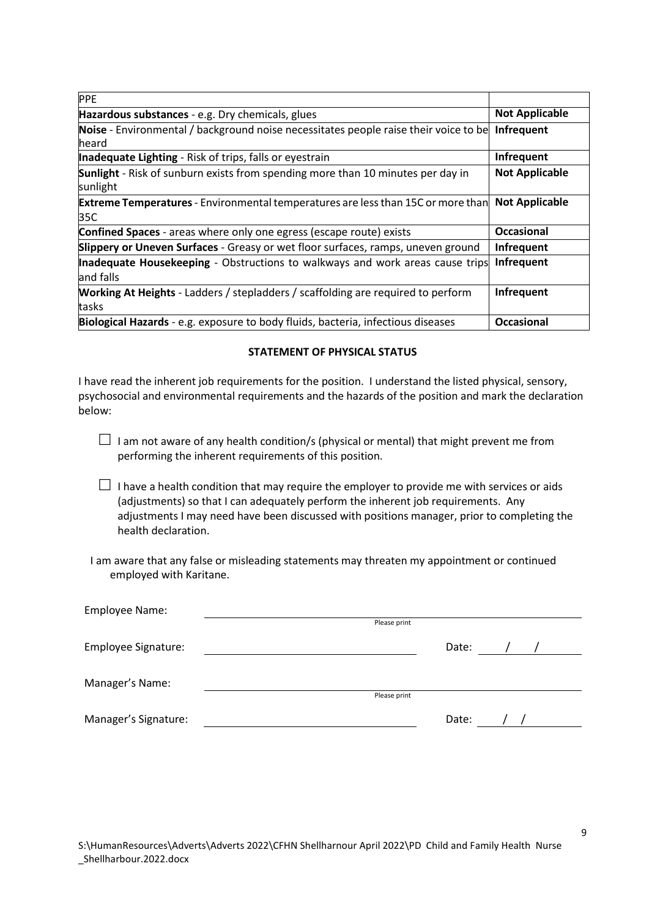| | |
|---|---|
| PPE | |
| **Hazardous substances** - e.g. Dry chemicals, glues | **Not Applicable** |
| **Noise** - Environmental / background noise necessitates people raise their voice to be heard | **Infrequent** |
| **Inadequate Lighting** - Risk of trips, falls or eyestrain | **Infrequent** |
| **Sunlight** - Risk of sunburn exists from spending more than 10 minutes per day in sunlight | **Not Applicable** |
| **Extreme Temperatures** - Environmental temperatures are less than 15C or more than 35C | **Not Applicable** |
| **Confined Spaces** - areas where only one egress (escape route) exists | **Occasional** |
| **Slippery or Uneven Surfaces** - Greasy or wet floor surfaces, ramps, uneven ground | **Infrequent** |
| **Inadequate Housekeeping** - Obstructions to walkways and work areas cause trips and falls | **Infrequent** |
| **Working At Heights** - Ladders / stepladders / scaffolding are required to perform tasks | **Infrequent** |
| **Biological Hazards** - e.g. exposure to body fluids, bacteria, infectious diseases | **Occasional** |

**STATEMENT OF PHYSICAL STATUS**

I have read the inherent job requirements for the position. I understand the listed physical, sensory, psychosocial and environmental requirements and the hazards of the position and mark the declaration below:

☐ I am not aware of any health condition/s (physical or mental) that might prevent me from performing the inherent requirements of this position.

☐ I have a health condition that may require the employer to provide me with services or aids (adjustments) so that I can adequately perform the inherent job requirements. Any adjustments I may need have been discussed with positions manager, prior to completing the health declaration.

I am aware that any false or misleading statements may threaten my appointment or continued employed with Karitane.

Employee Name: ______________________________
Please print

Employee Signature: ______________________ Date: ____/____/____

Manager's Name: ______________________________
Please print

Manager's Signature: ______________________ Date: ____/____/____

S:\HumanResources\Adverts\Adverts 2022\CFHN Shellharnour April 2022\PD Child and Family Health Nurse _Shellharbour.2022.docx